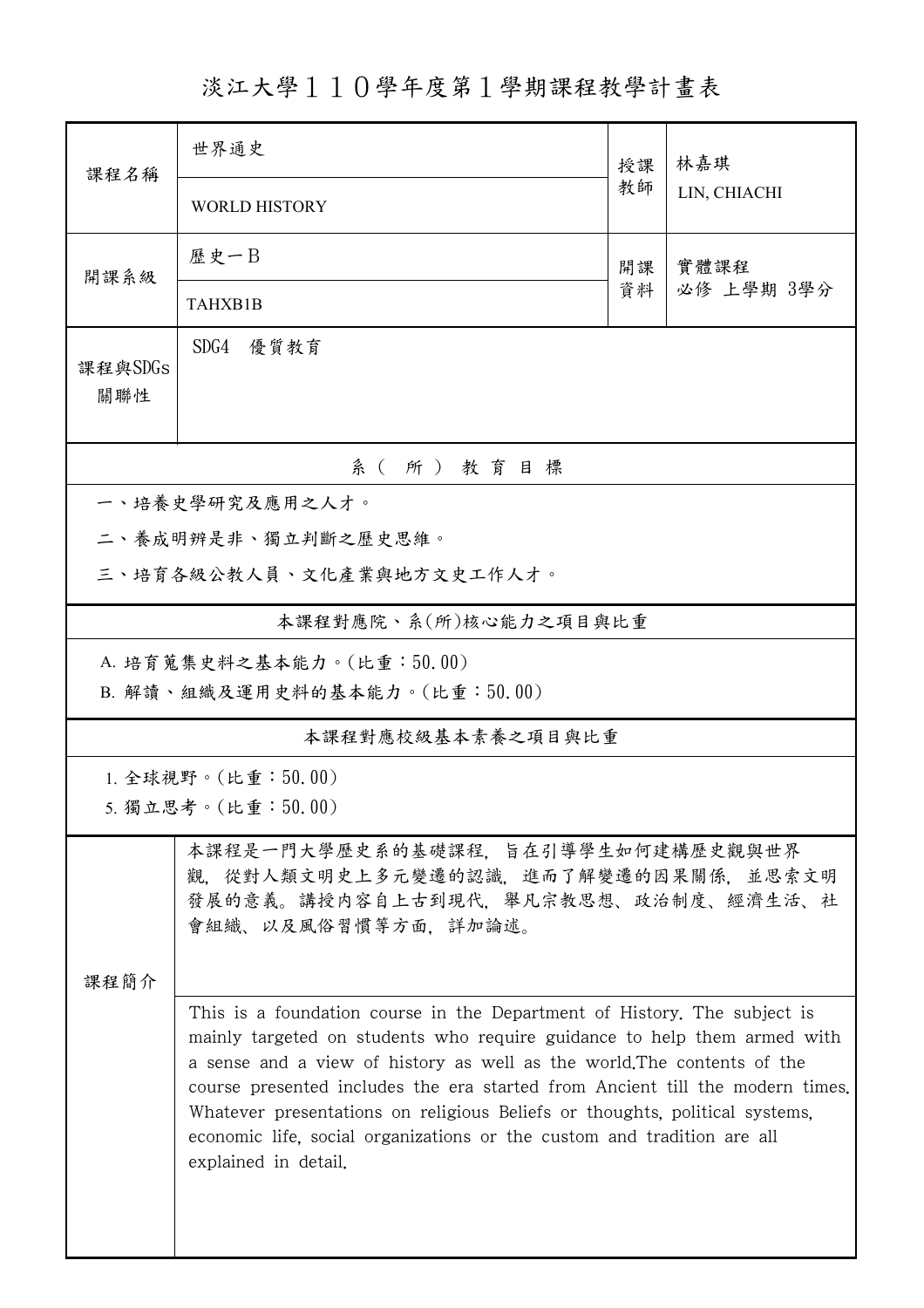# 淡江大學１１０學年度第１學期課程教學計畫表

| 課程名稱 | 世界通史<br>WORLD HISTORY | 授課教師 | 林嘉琪<br>LIN, CHIACHI |
|---|---|---|---|
| 開課系級 | 歷史一Ｂ<br>TAHXB1B | 開課資料 | 實體課程<br>必修 上學期 3學分 |
| 課程與SDGs關聯性 | SDG4 優質教育 | | |

## 系（所）教育目標

一、培養史學研究及應用之人才。

二、養成明辨是非、獨立判斷之歷史思維。

三、培育各級公教人員、文化產業與地方文史工作人才。

## 本課程對應院、系(所)核心能力之項目與比重

A. 培育蒐集史料之基本能力。(比重：50.00)

B. 解讀、組織及運用史料的基本能力。(比重：50.00)

## 本課程對應校級基本素養之項目與比重

1. 全球視野。(比重：50.00)

5. 獨立思考。(比重：50.00)

## 課程簡介

本課程是一門大學歷史系的基礎課程，旨在引導學生如何建構歷史觀與世界觀，從對人類文明史上多元變遷的認識，進而了解變遷的因果關係，並思索文明發展的意義。講授內容自上古到現代，舉凡宗教思想、政治制度、經濟生活、社會組織、以及風俗習慣等方面，詳加論述。

This is a foundation course in the Department of History. The subject is mainly targeted on students who require guidance to help them armed with a sense and a view of history as well as the world.The contents of the course presented includes the era started from Ancient till the modern times. Whatever presentations on religious Beliefs or thoughts, political systems, economic life, social organizations or the custom and tradition are all explained in detail.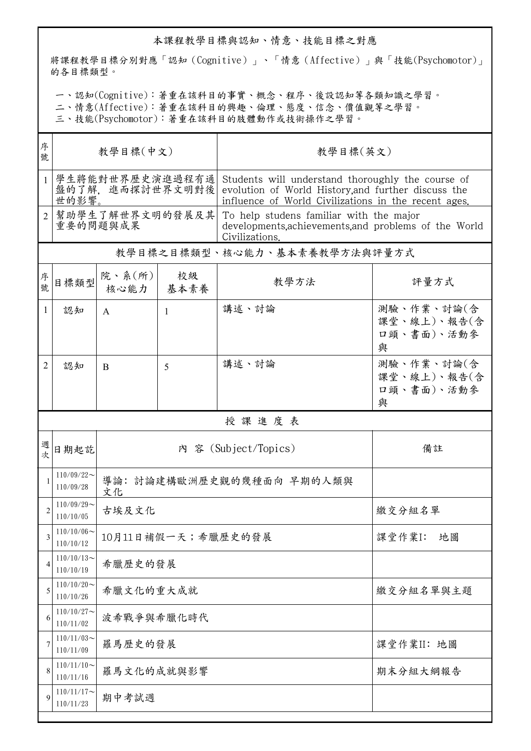## 本課程教學目標與認知、情意、技能目標之對應

將課程教學目標分別對應「認知（Cognitive）」、「情意（Affective）」與「技能(Psychomotor)」的各目標類型。

一、認知(Cognitive)：著重在該科目的事實、概念、程序、後設認知等各類知識之學習。
二、情意(Affective)：著重在該科目的興趣、倫理、態度、信念、價值觀等之學習。
三、技能(Psychomotor)：著重在該科目的肢體動作或技術操作之學習。

| 序號 | 教學目標(中文) | 教學目標(英文) |
|---|---|---|
| 1 | 學生將能對世界歷史演進過程有通盤的了解，進而探討世界文明對後世的影響。 | Students will understand thoroughly the course of evolution of World History,and further discuss the influence of World Civilizations in the recent ages. |
| 2 | 幫助學生了解世界文明的發展及其重要的問題與成果 | To help studens familiar with the major developments,achievements,and problems of the World Civilizations. |

## 教學目標之目標類型、核心能力、基本素養教學方法與評量方式

| 序號 | 目標類型 | 院、系(所)核心能力 | 校級基本素養 | 教學方法 | 評量方式 |
|---|---|---|---|---|---|
| 1 | 認知 | A | 1 | 講述、討論 | 測驗、作業、討論(含課堂、線上)、報告(含口頭、書面)、活動參與 |
| 2 | 認知 | B | 5 | 講述、討論 | 測驗、作業、討論(含課堂、線上)、報告(含口頭、書面)、活動參與 |

## 授 課 進 度 表

| 週次 | 日期起訖 | 內 容 (Subject/Topics) | 備註 |
|---|---|---|---|
| 1 | 110/09/22～110/09/28 | 導論：討論建構歐洲歷史觀的幾種面向 早期的人類與文化 | |
| 2 | 110/09/29～110/10/05 | 古埃及文化 | 繳交分組名單 |
| 3 | 110/10/06～110/10/12 | 10月11日補假一天；希臘歷史的發展 | 課堂作業I: 地圖 |
| 4 | 110/10/13～110/10/19 | 希臘歷史的發展 | |
| 5 | 110/10/20～110/10/26 | 希臘文化的重大成就 | 繳交分組名單與主題 |
| 6 | 110/10/27～110/11/02 | 波希戰爭與希臘化時代 | |
| 7 | 110/11/03～110/11/09 | 羅馬歷史的發展 | 課堂作業II: 地圖 |
| 8 | 110/11/10～110/11/16 | 羅馬文化的成就與影響 | 期末分組大綱報告 |
| 9 | 110/11/17～110/11/23 | 期中考試週 | |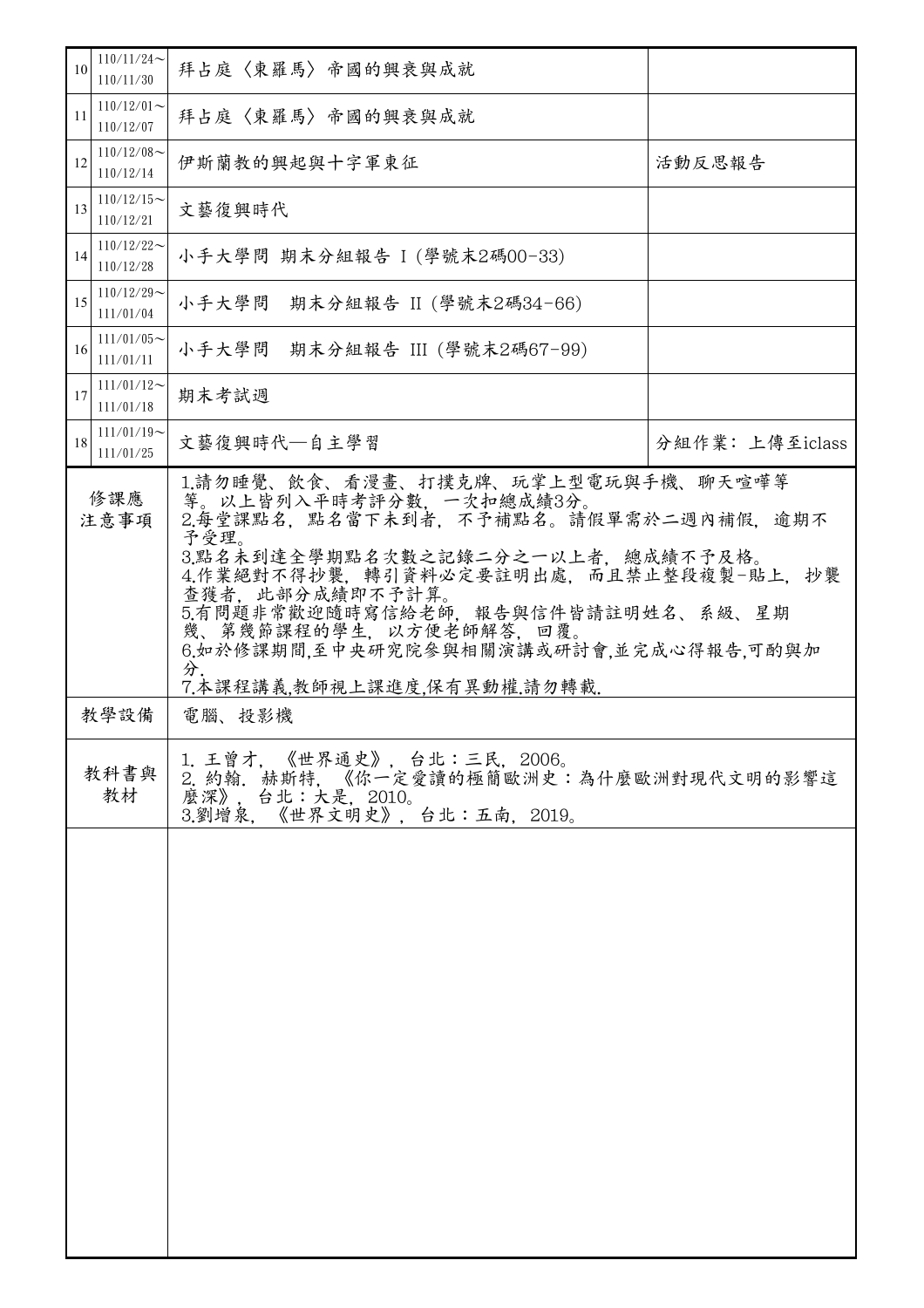| | | | |
|---|---|---|---|
| 10 | 110/11/24～<br>110/11/30 | 拜占庭〈東羅馬〉帝國的興衰與成就 | |
| 11 | 110/12/01～<br>110/12/07 | 拜占庭〈東羅馬〉帝國的興衰與成就 | |
| 12 | 110/12/08～<br>110/12/14 | 伊斯蘭教的興起與十字軍東征 | 活動反思報告 |
| 13 | 110/12/15～<br>110/12/21 | 文藝復興時代 | |
| 14 | 110/12/22～<br>110/12/28 | 小手大學問 期末分組報告 I (學號末2碼00-33) | |
| 15 | 110/12/29～<br>111/01/04 | 小手大學問　期末分組報告 II (學號末2碼34-66) | |
| 16 | 111/01/05～<br>111/01/11 | 小手大學問　期末分組報告 III (學號末2碼67-99) | |
| 17 | 111/01/12～<br>111/01/18 | 期末考試週 | |
| 18 | 111/01/19～<br>111/01/25 | 文藝復興時代—自主學習 | 分組作業：上傳至iclass |

| | |
|---|---|
| 修課應注意事項 | 1.請勿睡覺、飲食、看漫畫、打撲克牌、玩掌上型電玩與手機、聊天喧嘩等等。以上皆列入平時考評分數，一次扣總成績3分。<br>2.每堂課點名，點名當下未到者，不予補點名。請假單需於二週內補假，逾期不予受理。<br>3.點名未到達全學期點名次數之記錄二分之一以上者，總成績不予及格。<br>4.作業絕對不得抄襲，轉引資料必定要註明出處，而且禁止整段複製-貼上，抄襲查獲者，此部分成績即不予計算。<br>5.有問題非常歡迎隨時寫信給老師，報告與信件皆請註明姓名、系級、星期幾、第幾節課程的學生，以方便老師解答，回覆。<br>6.如於修課期間,至中央研究院參與相關演講或研討會,並完成心得報告,可酌與加分.<br>7.本課程講義,教師視上課進度,保有異動權.請勿轉載. |
| 教學設備 | 電腦、投影機 |
| 教科書與教材 | 1. 王曾才，《世界通史》，台北：三民，2006。<br>2. 約翰．赫斯特，《你一定愛讀的極簡歐洲史：為什麼歐洲對現代文明的影響這麼深》，台北：大是，2010。<br>3.劉增泉，《世界文明史》，台北：五南，2019。 |
| | |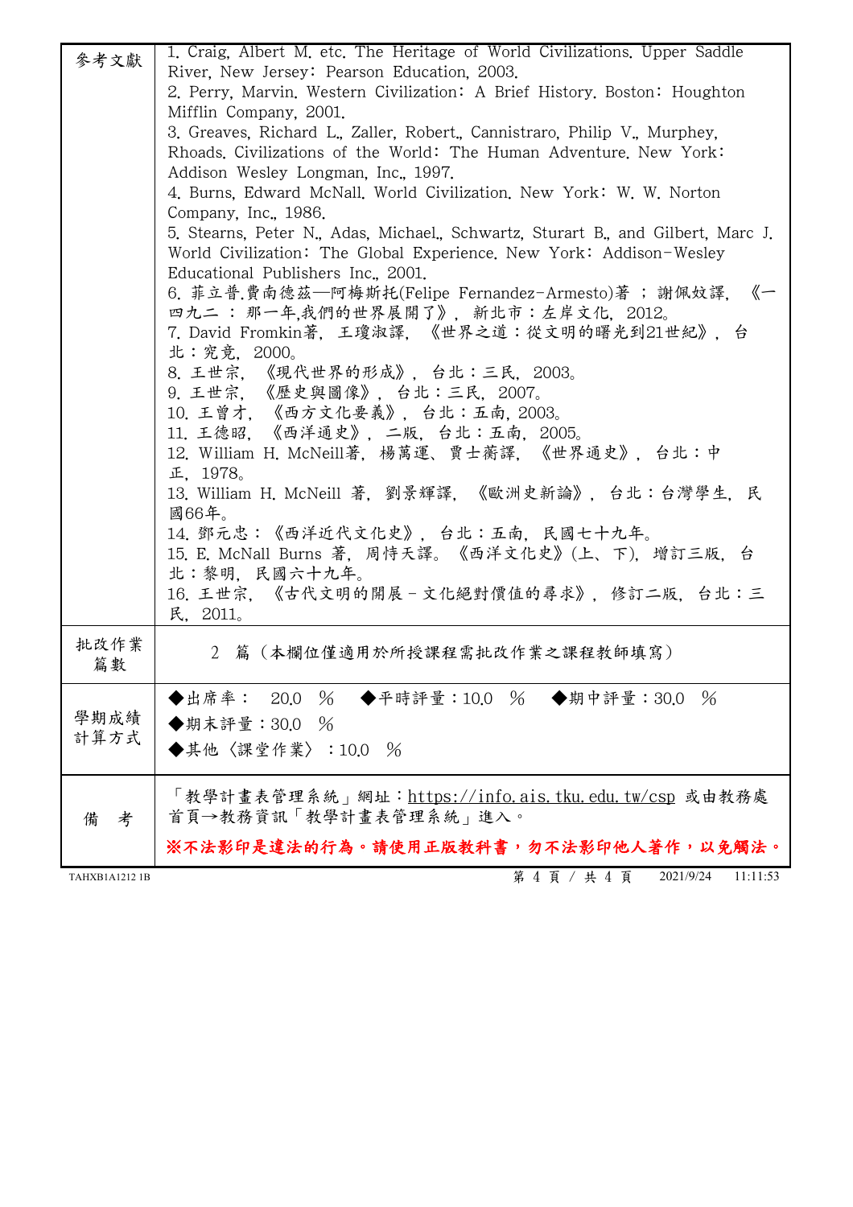| | |
|---|---|
| 參考文獻 | 1. Craig, Albert M. etc. The Heritage of World Civilizations. Upper Saddle River, New Jersey: Pearson Education, 2003.<br>2. Perry, Marvin. Western Civilization: A Brief History. Boston: Houghton Mifflin Company, 2001.<br>3. Greaves, Richard L., Zaller, Robert., Cannistraro, Philip V., Murphey, Rhoads. Civilizations of the World: The Human Adventure. New York: Addison Wesley Longman, Inc., 1997.<br>4. Burns, Edward McNall. World Civilization. New York: W. W. Norton Company, Inc., 1986.<br>5. Stearns, Peter N., Adas, Michael., Schwartz, Sturart B., and Gilbert, Marc J. World Civilization: The Global Experience. New York: Addison-Wesley Educational Publishers Inc., 2001.<br>6. 菲立普.費南德茲—阿梅斯托(Felipe Fernandez-Armesto)著 ; 謝佩妏譯, 《一四九二 : 那一年,我們的世界展開了》, 新北市：左岸文化, 2012。<br>7. David Fromkin著, 王瓊淑譯, 《世界之道：從文明的曙光到21世紀》, 台北：究竟, 2000。<br>8. 王世宗, 《現代世界的形成》, 台北：三民, 2003。<br>9. 王世宗, 《歷史與圖像》, 台北：三民, 2007。<br>10. 王曾才, 《西方文化要義》, 台北：五南, 2003。<br>11. 王德昭, 《西洋通史》, 二版, 台北：五南, 2005。<br>12. William H. McNeill著, 楊萬運、賈士蘅譯, 《世界通史》, 台北：中正, 1978。<br>13. William H. McNeill 著, 劉景輝譯, 《歐洲史新論》, 台北：台灣學生, 民國66年。<br>14. 鄧元忠：《西洋近代文化史》, 台北：五南, 民國七十九年。<br>15. E. McNall Burns 著, 周恃天譯。《西洋文化史》(上、下), 增訂三版, 台北：黎明, 民國六十九年。<br>16. 王世宗, 《古代文明的開展－文化絕對價值的尋求》, 修訂二版, 台北：三民, 2011。 |
| 批改作業篇數 | 2 篇（本欄位僅適用於所授課程需批改作業之課程教師填寫） |
| 學期成績計算方式 | ◆出席率： 20.0 % ◆平時評量：10.0 % ◆期中評量：30.0 %<br>◆期末評量：30.0 %<br>◆其他〈課堂作業〉：10.0 % |
| 備 考 | 「教學計畫表管理系統」網址：https://info.ais.tku.edu.tw/csp 或由教務處首頁→教務資訊「教學計畫表管理系統」進入。<br>**※不法影印是違法的行為。請使用正版教科書，勿不法影印他人著作，以免觸法。** |

TAHXB1A1212 1B 2021/9/24 11:11:53